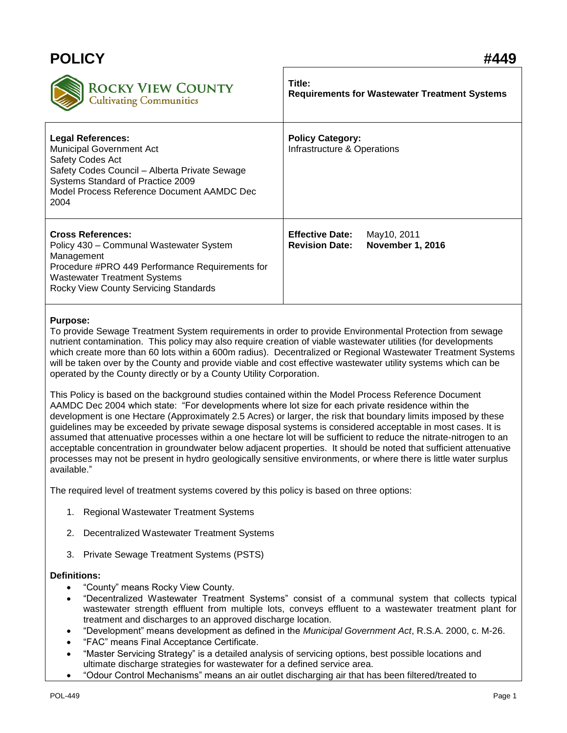# POLICY #449

**ROCKY VIEW COUNTY**
Cultivating Communities

| | |
|---|---|
| **Title:**<br>**Requirements for Wastewater Treatment Systems** | |
| **Legal References:**<br>Municipal Government Act<br>Safety Codes Act<br>Safety Codes Council – Alberta Private Sewage Systems Standard of Practice 2009<br>Model Process Reference Document AAMDC Dec 2004 | **Policy Category:**<br>Infrastructure & Operations |
| **Cross References:**<br>Policy 430 – Communal Wastewater System Management<br>Procedure #PRO 449 Performance Requirements for Wastewater Treatment Systems<br>Rocky View County Servicing Standards | **Effective Date:** May10, 2011<br>**Revision Date:** **November 1, 2016** |

**Purpose:**

To provide Sewage Treatment System requirements in order to provide Environmental Protection from sewage nutrient contamination. This policy may also require creation of viable wastewater utilities (for developments which create more than 60 lots within a 600m radius). Decentralized or Regional Wastewater Treatment Systems will be taken over by the County and provide viable and cost effective wastewater utility systems which can be operated by the County directly or by a County Utility Corporation.

This Policy is based on the background studies contained within the Model Process Reference Document AAMDC Dec 2004 which state: "For developments where lot size for each private residence within the development is one Hectare (Approximately 2.5 Acres) or larger, the risk that boundary limits imposed by these guidelines may be exceeded by private sewage disposal systems is considered acceptable in most cases. It is assumed that attenuative processes within a one hectare lot will be sufficient to reduce the nitrate-nitrogen to an acceptable concentration in groundwater below adjacent properties. It should be noted that sufficient attenuative processes may not be present in hydro geologically sensitive environments, or where there is little water surplus available."

The required level of treatment systems covered by this policy is based on three options:

1. Regional Wastewater Treatment Systems
2. Decentralized Wastewater Treatment Systems
3. Private Sewage Treatment Systems (PSTS)

**Definitions:**

- "County" means Rocky View County.
- "Decentralized Wastewater Treatment Systems" consist of a communal system that collects typical wastewater strength effluent from multiple lots, conveys effluent to a wastewater treatment plant for treatment and discharges to an approved discharge location.
- "Development" means development as defined in the *Municipal Government Act*, R.S.A. 2000, c. M-26.
- "FAC" means Final Acceptance Certificate.
- "Master Servicing Strategy" is a detailed analysis of servicing options, best possible locations and ultimate discharge strategies for wastewater for a defined service area.
- "Odour Control Mechanisms" means an air outlet discharging air that has been filtered/treated to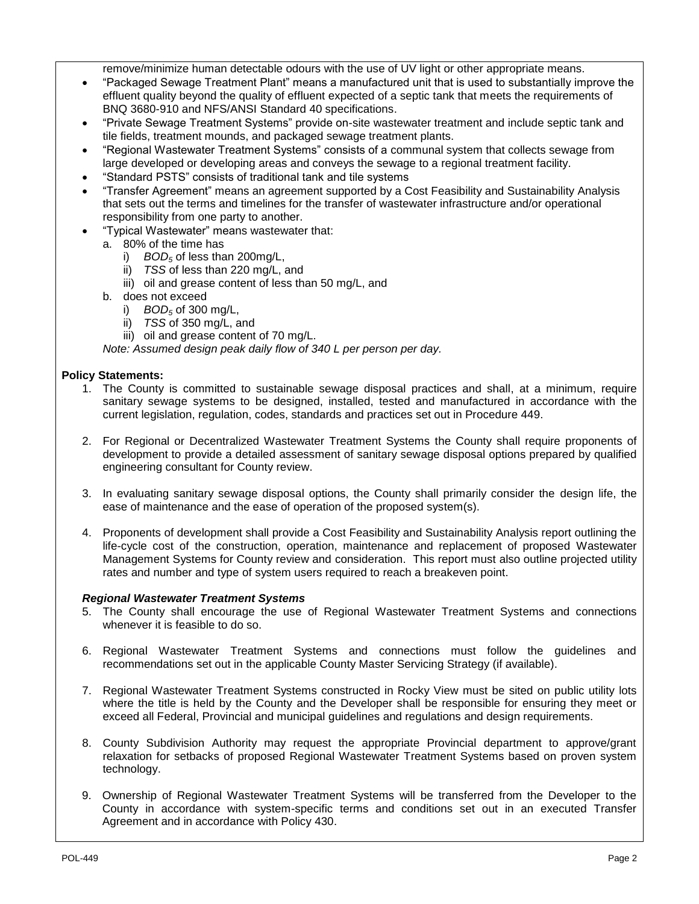remove/minimize human detectable odours with the use of UV light or other appropriate means.

- "Packaged Sewage Treatment Plant" means a manufactured unit that is used to substantially improve the effluent quality beyond the quality of effluent expected of a septic tank that meets the requirements of BNQ 3680-910 and NFS/ANSI Standard 40 specifications.
- "Private Sewage Treatment Systems" provide on-site wastewater treatment and include septic tank and tile fields, treatment mounds, and packaged sewage treatment plants.
- "Regional Wastewater Treatment Systems" consists of a communal system that collects sewage from large developed or developing areas and conveys the sewage to a regional treatment facility.
- "Standard PSTS" consists of traditional tank and tile systems
- "Transfer Agreement" means an agreement supported by a Cost Feasibility and Sustainability Analysis that sets out the terms and timelines for the transfer of wastewater infrastructure and/or operational responsibility from one party to another.
- "Typical Wastewater" means wastewater that:
  - a. 80% of the time has
    - i) *$BOD_5$* of less than 200mg/L,
    - ii) *TSS* of less than 220 mg/L, and
    - iii) oil and grease content of less than 50 mg/L, and
  - b. does not exceed
    - i) *$BOD_5$* of 300 mg/L,
    - ii) *TSS* of 350 mg/L, and
    - iii) oil and grease content of 70 mg/L.

  *Note: Assumed design peak daily flow of 340 L per person per day.*

**Policy Statements:**

1. The County is committed to sustainable sewage disposal practices and shall, at a minimum, require sanitary sewage systems to be designed, installed, tested and manufactured in accordance with the current legislation, regulation, codes, standards and practices set out in Procedure 449.

2. For Regional or Decentralized Wastewater Treatment Systems the County shall require proponents of development to provide a detailed assessment of sanitary sewage disposal options prepared by qualified engineering consultant for County review.

3. In evaluating sanitary sewage disposal options, the County shall primarily consider the design life, the ease of maintenance and the ease of operation of the proposed system(s).

4. Proponents of development shall provide a Cost Feasibility and Sustainability Analysis report outlining the life-cycle cost of the construction, operation, maintenance and replacement of proposed Wastewater Management Systems for County review and consideration. This report must also outline projected utility rates and number and type of system users required to reach a breakeven point.

***Regional Wastewater Treatment Systems***

5. The County shall encourage the use of Regional Wastewater Treatment Systems and connections whenever it is feasible to do so.

6. Regional Wastewater Treatment Systems and connections must follow the guidelines and recommendations set out in the applicable County Master Servicing Strategy (if available).

7. Regional Wastewater Treatment Systems constructed in Rocky View must be sited on public utility lots where the title is held by the County and the Developer shall be responsible for ensuring they meet or exceed all Federal, Provincial and municipal guidelines and regulations and design requirements.

8. County Subdivision Authority may request the appropriate Provincial department to approve/grant relaxation for setbacks of proposed Regional Wastewater Treatment Systems based on proven system technology.

9. Ownership of Regional Wastewater Treatment Systems will be transferred from the Developer to the County in accordance with system-specific terms and conditions set out in an executed Transfer Agreement and in accordance with Policy 430.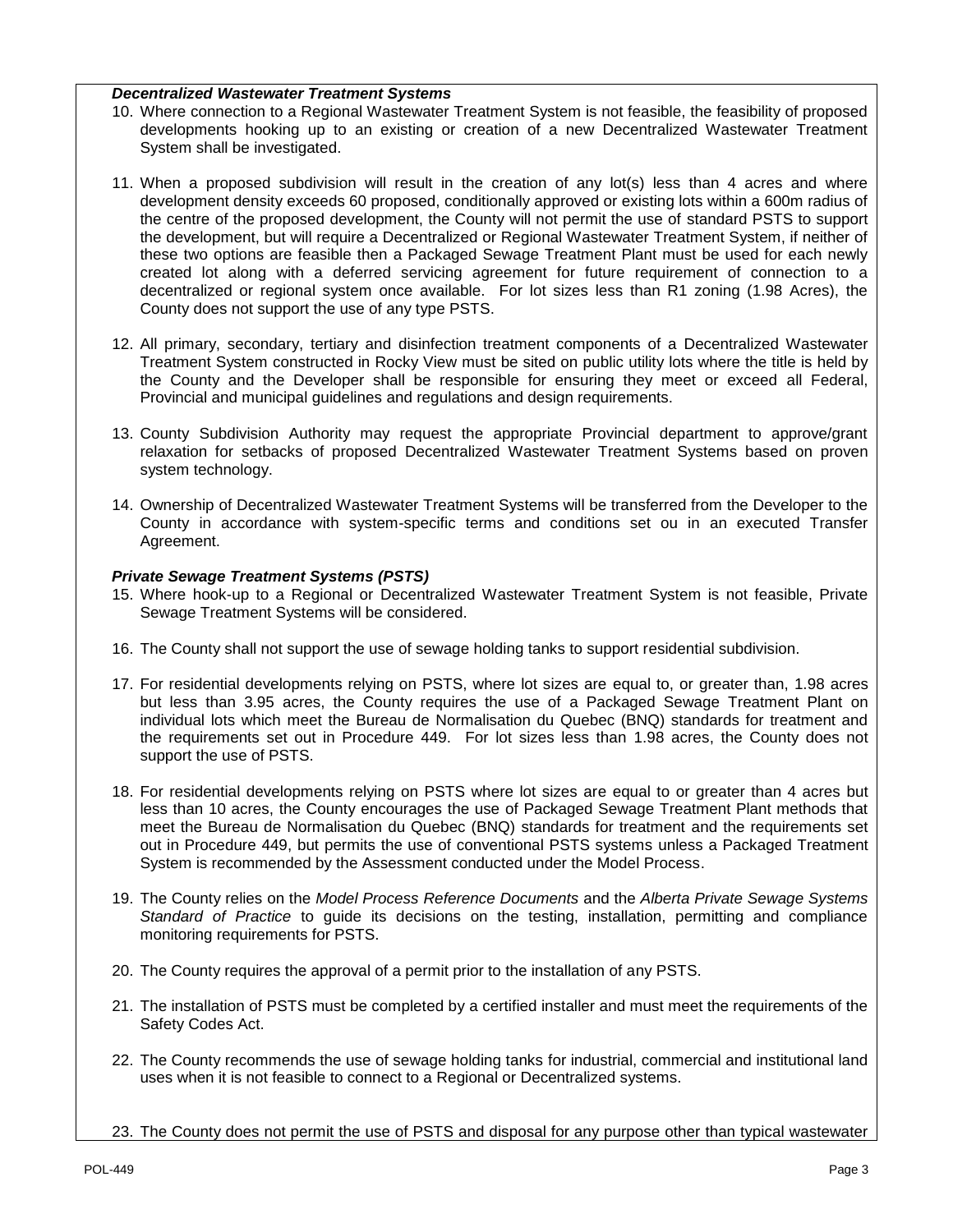***Decentralized Wastewater Treatment Systems***

10. Where connection to a Regional Wastewater Treatment System is not feasible, the feasibility of proposed developments hooking up to an existing or creation of a new Decentralized Wastewater Treatment System shall be investigated.

11. When a proposed subdivision will result in the creation of any lot(s) less than 4 acres and where development density exceeds 60 proposed, conditionally approved or existing lots within a 600m radius of the centre of the proposed development, the County will not permit the use of standard PSTS to support the development, but will require a Decentralized or Regional Wastewater Treatment System, if neither of these two options are feasible then a Packaged Sewage Treatment Plant must be used for each newly created lot along with a deferred servicing agreement for future requirement of connection to a decentralized or regional system once available. For lot sizes less than R1 zoning (1.98 Acres), the County does not support the use of any type PSTS.

12. All primary, secondary, tertiary and disinfection treatment components of a Decentralized Wastewater Treatment System constructed in Rocky View must be sited on public utility lots where the title is held by the County and the Developer shall be responsible for ensuring they meet or exceed all Federal, Provincial and municipal guidelines and regulations and design requirements.

13. County Subdivision Authority may request the appropriate Provincial department to approve/grant relaxation for setbacks of proposed Decentralized Wastewater Treatment Systems based on proven system technology.

14. Ownership of Decentralized Wastewater Treatment Systems will be transferred from the Developer to the County in accordance with system-specific terms and conditions set ou in an executed Transfer Agreement.

***Private Sewage Treatment Systems (PSTS)***

15. Where hook-up to a Regional or Decentralized Wastewater Treatment System is not feasible, Private Sewage Treatment Systems will be considered.

16. The County shall not support the use of sewage holding tanks to support residential subdivision.

17. For residential developments relying on PSTS, where lot sizes are equal to, or greater than, 1.98 acres but less than 3.95 acres, the County requires the use of a Packaged Sewage Treatment Plant on individual lots which meet the Bureau de Normalisation du Quebec (BNQ) standards for treatment and the requirements set out in Procedure 449. For lot sizes less than 1.98 acres, the County does not support the use of PSTS.

18. For residential developments relying on PSTS where lot sizes are equal to or greater than 4 acres but less than 10 acres, the County encourages the use of Packaged Sewage Treatment Plant methods that meet the Bureau de Normalisation du Quebec (BNQ) standards for treatment and the requirements set out in Procedure 449, but permits the use of conventional PSTS systems unless a Packaged Treatment System is recommended by the Assessment conducted under the Model Process.

19. The County relies on the *Model Process Reference Documents* and the *Alberta Private Sewage Systems Standard of Practice* to guide its decisions on the testing, installation, permitting and compliance monitoring requirements for PSTS.

20. The County requires the approval of a permit prior to the installation of any PSTS.

21. The installation of PSTS must be completed by a certified installer and must meet the requirements of the Safety Codes Act.

22. The County recommends the use of sewage holding tanks for industrial, commercial and institutional land uses when it is not feasible to connect to a Regional or Decentralized systems.

23. The County does not permit the use of PSTS and disposal for any purpose other than typical wastewater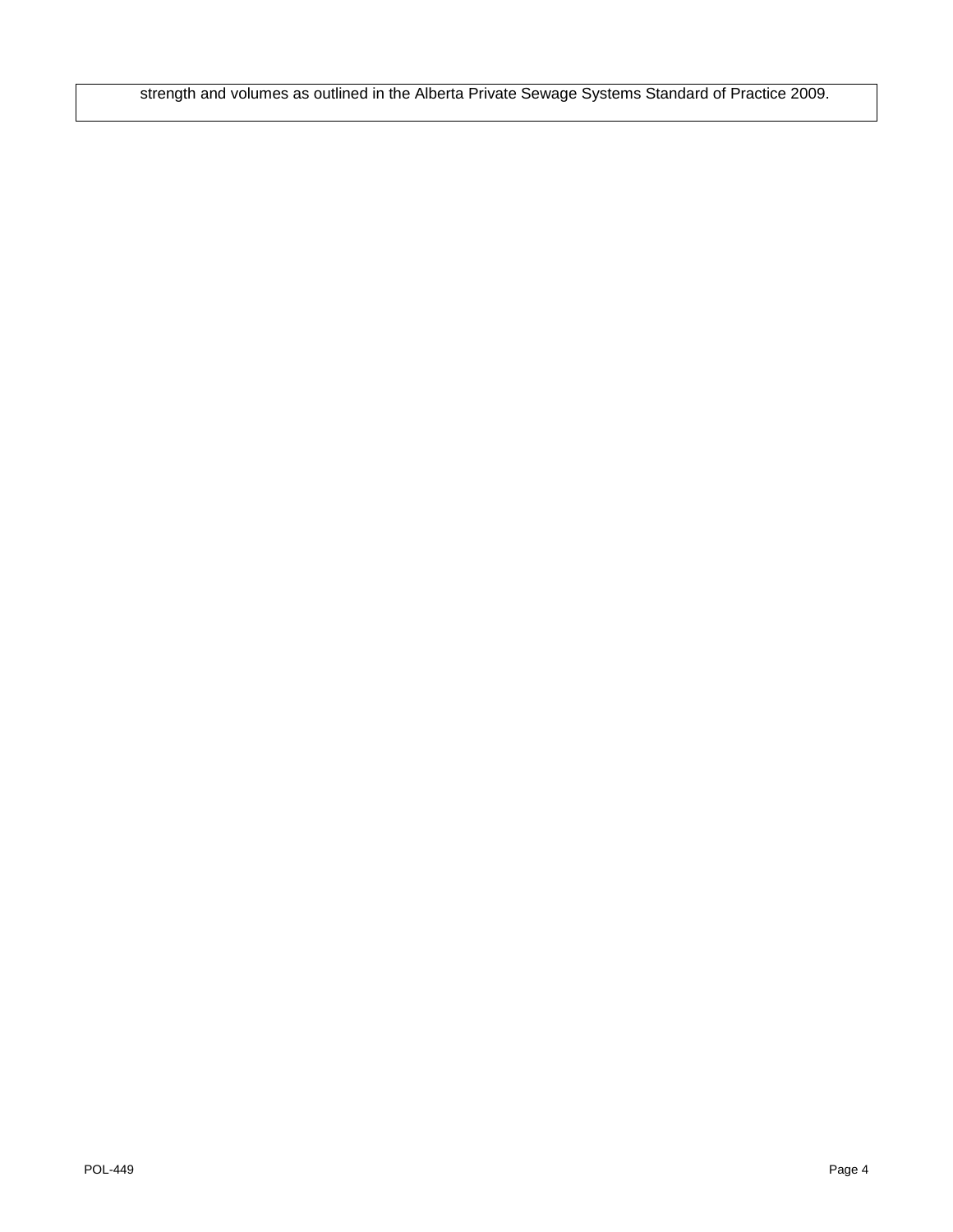strength and volumes as outlined in the Alberta Private Sewage Systems Standard of Practice 2009.